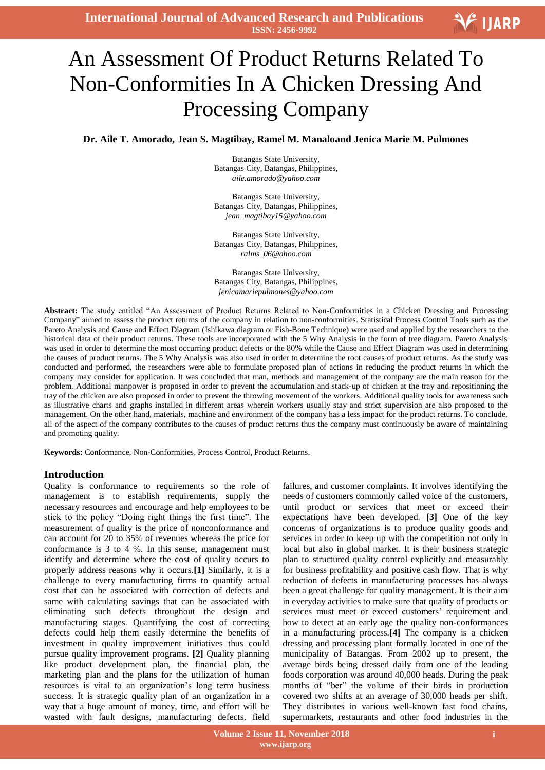# An Assessment Of Product Returns Related To Non-Conformities In A Chicken Dressing And Processing Company

**Dr. Aile T. Amorado, Jean S. Magtibay, Ramel M. Manaloand Jenica Marie M. Pulmones**

Batangas State University,
Batangas City, Batangas, Philippines,
*aile.amorado@yahoo.com*

Batangas State University,
Batangas City, Batangas, Philippines,
*jean_magtibay15@yahoo.com*

Batangas State University,
Batangas City, Batangas, Philippines,
*ralms_06@ahoo.com*

Batangas State University,
Batangas City, Batangas, Philippines,
*jenicamariepulmones@yahoo.com*

**Abstract:** The study entitled "An Assessment of Product Returns Related to Non-Conformities in a Chicken Dressing and Processing Company" aimed to assess the product returns of the company in relation to non-conformities. Statistical Process Control Tools such as the Pareto Analysis and Cause and Effect Diagram (Ishikawa diagram or Fish-Bone Technique) were used and applied by the researchers to the historical data of their product returns. These tools are incorporated with the 5 Why Analysis in the form of tree diagram. Pareto Analysis was used in order to determine the most occurring product defects or the 80% while the Cause and Effect Diagram was used in determining the causes of product returns. The 5 Why Analysis was also used in order to determine the root causes of product returns. As the study was conducted and performed, the researchers were able to formulate proposed plan of actions in reducing the product returns in which the company may consider for application. It was concluded that man, methods and management of the company are the main reason for the problem. Additional manpower is proposed in order to prevent the accumulation and stack-up of chicken at the tray and repositioning the tray of the chicken are also proposed in order to prevent the throwing movement of the workers. Additional quality tools for awareness such as illustrative charts and graphs installed in different areas wherein workers usually stay and strict supervision are also proposed to the management. On the other hand, materials, machine and environment of the company has a less impact for the product returns. To conclude, all of the aspect of the company contributes to the causes of product returns thus the company must continuously be aware of maintaining and promoting quality.

**Keywords:** Conformance, Non-Conformities, Process Control, Product Returns.

## Introduction

Quality is conformance to requirements so the role of management is to establish requirements, supply the necessary resources and encourage and help employees to be stick to the policy "Doing right things the first time". The measurement of quality is the price of nonconformance and can account for 20 to 35% of revenues whereas the price for conformance is 3 to 4 %. In this sense, management must identify and determine where the cost of quality occurs to properly address reasons why it occurs.**[1]** Similarly, it is a challenge to every manufacturing firms to quantify actual cost that can be associated with correction of defects and same with calculating savings that can be associated with eliminating such defects throughout the design and manufacturing stages. Quantifying the cost of correcting defects could help them easily determine the benefits of investment in quality improvement initiatives thus could pursue quality improvement programs. **[2]** Quality planning like product development plan, the financial plan, the marketing plan and the plans for the utilization of human resources is vital to an organization's long term business success. It is strategic quality plan of an organization in a way that a huge amount of money, time, and effort will be wasted with fault designs, manufacturing defects, field failures, and customer complaints. It involves identifying the needs of customers commonly called voice of the customers, until product or services that meet or exceed their expectations have been developed. **[3]** One of the key concerns of organizations is to produce quality goods and services in order to keep up with the competition not only in local but also in global market. It is their business strategic plan to structured quality control explicitly and measurably for business profitability and positive cash flow. That is why reduction of defects in manufacturing processes has always been a great challenge for quality management. It is their aim in everyday activities to make sure that quality of products or services must meet or exceed customers' requirement and how to detect at an early age the quality non-conformances in a manufacturing process.**[4]** The company is a chicken dressing and processing plant formally located in one of the municipality of Batangas. From 2002 up to present, the average birds being dressed daily from one of the leading foods corporation was around 40,000 heads. During the peak months of "ber" the volume of their birds in production covered two shifts at an average of 30,000 heads per shift. They distributes in various well-known fast food chains, supermarkets, restaurants and other food industries in the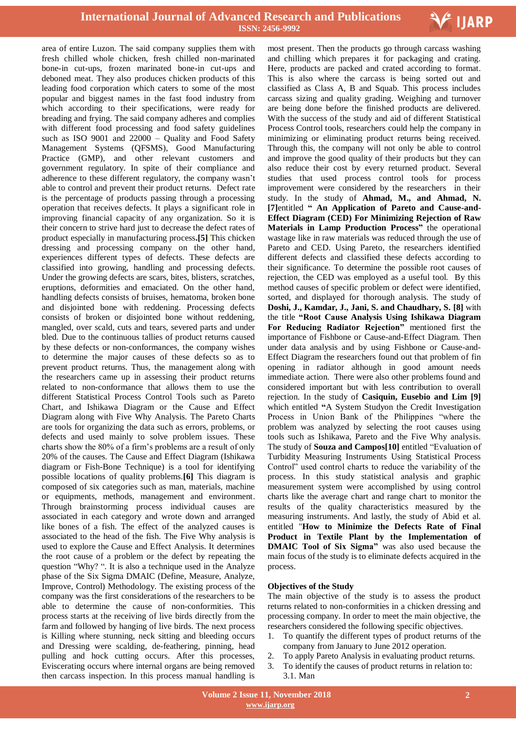area of entire Luzon. The said company supplies them with fresh chilled whole chicken, fresh chilled non-marinated bone-in cut-ups, frozen marinated bone-in cut-ups and deboned meat. They also produces chicken products of this leading food corporation which caters to some of the most popular and biggest names in the fast food industry from which according to their specifications, were ready for breading and frying. The said company adheres and complies with different food processing and food safety guidelines such as ISO 9001 and 22000 – Quality and Food Safety Management Systems (QFSMS), Good Manufacturing Practice (GMP), and other relevant customers and government regulatory. In spite of their compliance and adherence to these different regulatory, the company wasn't able to control and prevent their product returns. Defect rate is the percentage of products passing through a processing operation that receives defects. It plays a significant role in improving financial capacity of any organization. So it is their concern to strive hard just to decrease the defect rates of product especially in manufacturing process.**[5]** This chicken dressing and processing company on the other hand, experiences different types of defects. These defects are classified into growing, handling and processing defects. Under the growing defects are scars, bites, blisters, scratches, eruptions, deformities and emaciated. On the other hand, handling defects consists of bruises, hematoma, broken bone and disjointed bone with reddening. Processing defects consists of broken or disjointed bone without reddening, mangled, over scald, cuts and tears, severed parts and under bled. Due to the continuous tallies of product returns caused by these defects or non-conformances, the company wishes to determine the major causes of these defects so as to prevent product returns. Thus, the management along with the researchers came up in assessing their product returns related to non-conformance that allows them to use the different Statistical Process Control Tools such as Pareto Chart, and Ishikawa Diagram or the Cause and Effect Diagram along with Five Why Analysis. The Pareto Charts are tools for organizing the data such as errors, problems, or defects and used mainly to solve problem issues. These charts show the 80% of a firm's problems are a result of only 20% of the causes. The Cause and Effect Diagram (Ishikawa diagram or Fish-Bone Technique) is a tool for identifying possible locations of quality problems.**[6]** This diagram is composed of six categories such as man, materials, machine or equipments, methods, management and environment. Through brainstorming process individual causes are associated in each category and wrote down and arranged like bones of a fish. The effect of the analyzed causes is associated to the head of the fish. The Five Why analysis is used to explore the Cause and Effect Analysis. It determines the root cause of a problem or the defect by repeating the question "Why? ". It is also a technique used in the Analyze phase of the Six Sigma DMAIC (Define, Measure, Analyze, Improve, Control) Methodology. The existing process of the company was the first considerations of the researchers to be able to determine the cause of non-conformities. This process starts at the receiving of live birds directly from the farm and followed by hanging of live birds. The next process is Killing where stunning, neck sitting and bleeding occurs and Dressing were scalding, de-feathering, pinning, head pulling and hock cutting occurs. After this processes, Eviscerating occurs where internal organs are being removed then carcass inspection. In this process manual handling is most present. Then the products go through carcass washing and chilling which prepares it for packaging and crating. Here, products are packed and crated according to format. This is also where the carcass is being sorted out and classified as Class A, B and Squab. This process includes carcass sizing and quality grading. Weighing and turnover are being done before the finished products are delivered. With the success of the study and aid of different Statistical Process Control tools, researchers could help the company in minimizing or eliminating product returns being received. Through this, the company will not only be able to control and improve the good quality of their products but they can also reduce their cost by every returned product. Several studies that used process control tools for process improvement were considered by the researchers in their study. In the study of **Ahmad, M., and Ahmad, N. [7]**entitled **" An Application of Pareto and Cause-and-Effect Diagram (CED) For Minimizing Rejection of Raw Materials in Lamp Production Process"** the operational wastage like in raw materials was reduced through the use of Pareto and CED. Using Pareto, the researchers identified different defects and classified these defects according to their significance. To determine the possible root causes of rejection, the CED was employed as a useful tool. By this method causes of specific problem or defect were identified, sorted, and displayed for thorough analysis. The study of **Doshi, J., Kamdar, J., Jani, S. and Chaudhary, S. [8]** with the title **"Root Cause Analysis Using Ishikawa Diagram For Reducing Radiator Rejection"** mentioned first the importance of Fishbone or Cause-and-Effect Diagram. Then under data analysis and by using Fishbone or Cause-and-Effect Diagram the researchers found out that problem of fin opening in radiator although in good amount needs immediate action. There were also other problems found and considered important but with less contribution to overall rejection. In the study of **Casiquin, Eusebio and Lim [9]** which entitled **"**A System Studyon the Credit Investigation Process in Union Bank of the Philippines "where the problem was analyzed by selecting the root causes using tools such as Ishikawa, Pareto and the Five Why analysis. The study of **Souza and Campos[10]** entitled "Evaluation of Turbidity Measuring Instruments Using Statistical Process Control" used control charts to reduce the variability of the process. In this study statistical analysis and graphic measurement system were accomplished by using control charts like the average chart and range chart to monitor the results of the quality characteristics measured by the measuring instruments. And lastly, the study of Abid et al. entitled "**How to Minimize the Defects Rate of Final Product in Textile Plant by the Implementation of DMAIC Tool of Six Sigma"** was also used because the main focus of the study is to eliminate defects acquired in the process.

**Objectives of the Study**

The main objective of the study is to assess the product returns related to non-conformities in a chicken dressing and processing company. In order to meet the main objective, the researchers considered the following specific objectives.

1. To quantify the different types of product returns of the company from January to June 2012 operation.
2. To apply Pareto Analysis in evaluating product returns.
3. To identify the causes of product returns in relation to:
   3.1. Man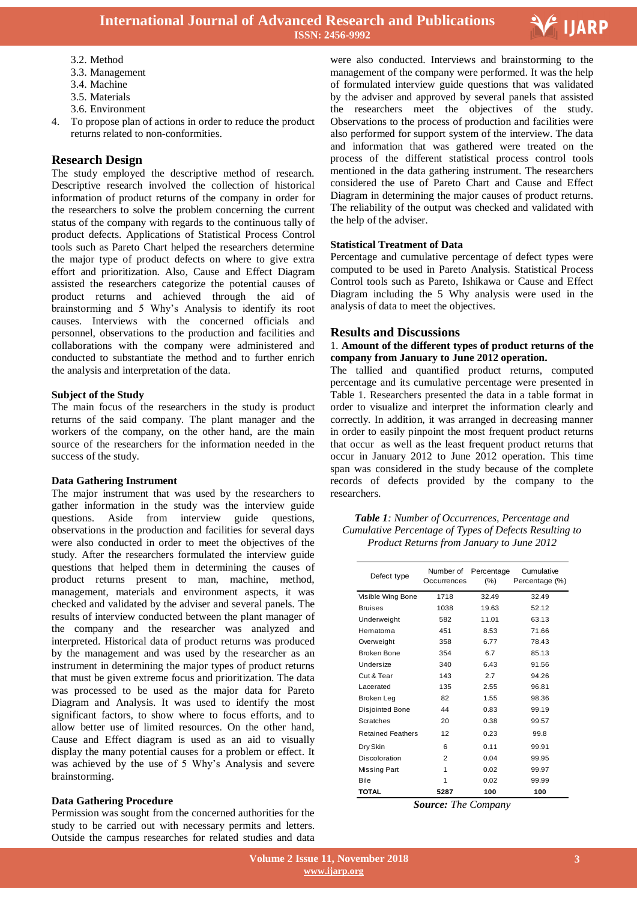3.2. Method
3.3. Management
3.4. Machine
3.5. Materials
3.6. Environment

4. To propose plan of actions in order to reduce the product returns related to non-conformities.

## Research Design

The study employed the descriptive method of research. Descriptive research involved the collection of historical information of product returns of the company in order for the researchers to solve the problem concerning the current status of the company with regards to the continuous tally of product defects. Applications of Statistical Process Control tools such as Pareto Chart helped the researchers determine the major type of product defects on where to give extra effort and prioritization. Also, Cause and Effect Diagram assisted the researchers categorize the potential causes of product returns and achieved through the aid of brainstorming and 5 Why's Analysis to identify its root causes. Interviews with the concerned officials and personnel, observations to the production and facilities and collaborations with the company were administered and conducted to substantiate the method and to further enrich the analysis and interpretation of the data.

### Subject of the Study

The main focus of the researchers in the study is product returns of the said company. The plant manager and the workers of the company, on the other hand, are the main source of the researchers for the information needed in the success of the study.

### Data Gathering Instrument

The major instrument that was used by the researchers to gather information in the study was the interview guide questions. Aside from interview guide questions, observations in the production and facilities for several days were also conducted in order to meet the objectives of the study. After the researchers formulated the interview guide questions that helped them in determining the causes of product returns present to man, machine, method, management, materials and environment aspects, it was checked and validated by the adviser and several panels. The results of interview conducted between the plant manager of the company and the researcher was analyzed and interpreted. Historical data of product returns was produced by the management and was used by the researcher as an instrument in determining the major types of product returns that must be given extreme focus and prioritization. The data was processed to be used as the major data for Pareto Diagram and Analysis. It was used to identify the most significant factors, to show where to focus efforts, and to allow better use of limited resources. On the other hand, Cause and Effect diagram is used as an aid to visually display the many potential causes for a problem or effect. It was achieved by the use of 5 Why's Analysis and severe brainstorming.

### Data Gathering Procedure

Permission was sought from the concerned authorities for the study to be carried out with necessary permits and letters. Outside the campus researches for related studies and data were also conducted. Interviews and brainstorming to the management of the company were performed. It was the help of formulated interview guide questions that was validated by the adviser and approved by several panels that assisted the researchers meet the objectives of the study. Observations to the process of production and facilities were also performed for support system of the interview. The data and information that was gathered were treated on the process of the different statistical process control tools mentioned in the data gathering instrument. The researchers considered the use of Pareto Chart and Cause and Effect Diagram in determining the major causes of product returns. The reliability of the output was checked and validated with the help of the adviser.

### Statistical Treatment of Data

Percentage and cumulative percentage of defect types were computed to be used in Pareto Analysis. Statistical Process Control tools such as Pareto, Ishikawa or Cause and Effect Diagram including the 5 Why analysis were used in the analysis of data to meet the objectives.

## Results and Discussions

1. **Amount of the different types of product returns of the company from January to June 2012 operation.**

The tallied and quantified product returns, computed percentage and its cumulative percentage were presented in Table 1. Researchers presented the data in a table format in order to visualize and interpret the information clearly and correctly. In addition, it was arranged in decreasing manner in order to easily pinpoint the most frequent product returns that occur as well as the least frequent product returns that occur in January 2012 to June 2012 operation. This time span was considered in the study because of the complete records of defects provided by the company to the researchers.

***Table 1****: Number of Occurrences, Percentage and Cumulative Percentage of Types of Defects Resulting to Product Returns from January to June 2012*

| Defect type | Number of Occurrences | Percentage (%) | Cumulative Percentage (%) |
|---|---|---|---|
| Visible Wing Bone | 1718 | 32.49 | 32.49 |
| Bruises | 1038 | 19.63 | 52.12 |
| Underweight | 582 | 11.01 | 63.13 |
| Hematoma | 451 | 8.53 | 71.66 |
| Overweight | 358 | 6.77 | 78.43 |
| Broken Bone | 354 | 6.7 | 85.13 |
| Undersize | 340 | 6.43 | 91.56 |
| Cut & Tear | 143 | 2.7 | 94.26 |
| Lacerated | 135 | 2.55 | 96.81 |
| Broken Leg | 82 | 1.55 | 98.36 |
| Disjointed Bone | 44 | 0.83 | 99.19 |
| Scratches | 20 | 0.38 | 99.57 |
| Retained Feathers | 12 | 0.23 | 99.8 |
| Dry Skin | 6 | 0.11 | 99.91 |
| Discoloration | 2 | 0.04 | 99.95 |
| Missing Part | 1 | 0.02 | 99.97 |
| Bile | 1 | 0.02 | 99.99 |
| **TOTAL** | **5287** | **100** | **100** |

***Source:*** *The Company*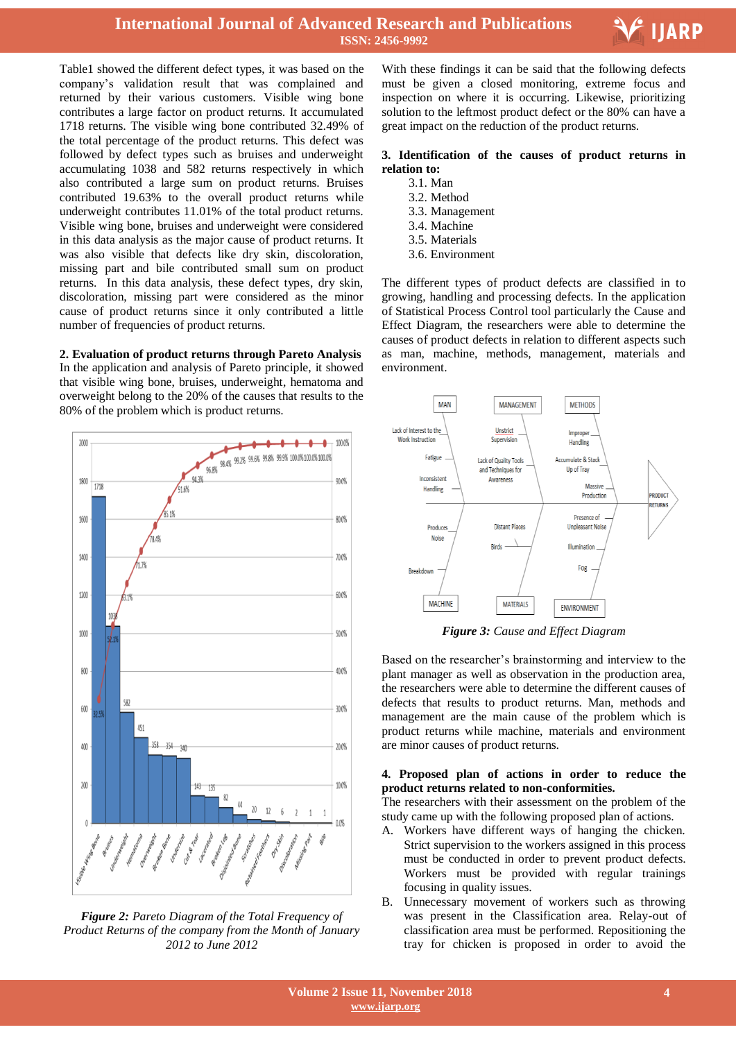Table1 showed the different defect types, it was based on the company's validation result that was complained and returned by their various customers. Visible wing bone contributes a large factor on product returns. It accumulated 1718 returns. The visible wing bone contributed 32.49% of the total percentage of the product returns. This defect was followed by defect types such as bruises and underweight accumulating 1038 and 582 returns respectively in which also contributed a large sum on product returns. Bruises contributed 19.63% to the overall product returns while underweight contributes 11.01% of the total product returns. Visible wing bone, bruises and underweight were considered in this data analysis as the major cause of product returns. It was also visible that defects like dry skin, discoloration, missing part and bile contributed small sum on product returns. In this data analysis, these defect types, dry skin, discoloration, missing part were considered as the minor cause of product returns since it only contributed a little number of frequencies of product returns.

**2. Evaluation of product returns through Pareto Analysis**

In the application and analysis of Pareto principle, it showed that visible wing bone, bruises, underweight, hematoma and overweight belong to the 20% of the causes that results to the 80% of the problem which is product returns.

***Figure 2:*** *Pareto Diagram of the Total Frequency of Product Returns of the company from the Month of January 2012 to June 2012*

With these findings it can be said that the following defects must be given a closed monitoring, extreme focus and inspection on where it is occurring. Likewise, prioritizing solution to the leftmost product defect or the 80% can have a great impact on the reduction of the product returns.

**3. Identification of the causes of product returns in relation to:**

3.1. Man
3.2. Method
3.3. Management
3.4. Machine
3.5. Materials
3.6. Environment

The different types of product defects are classified in to growing, handling and processing defects. In the application of Statistical Process Control tool particularly the Cause and Effect Diagram, the researchers were able to determine the causes of product defects in relation to different aspects such as man, machine, methods, management, materials and environment.

***Figure 3:*** *Cause and Effect Diagram*

Based on the researcher's brainstorming and interview to the plant manager as well as observation in the production area, the researchers were able to determine the different causes of defects that results to product returns. Man, methods and management are the main cause of the problem which is product returns while machine, materials and environment are minor causes of product returns.

**4. Proposed plan of actions in order to reduce the product returns related to non-conformities.**

The researchers with their assessment on the problem of the study came up with the following proposed plan of actions.

A. Workers have different ways of hanging the chicken. Strict supervision to the workers assigned in this process must be conducted in order to prevent product defects. Workers must be provided with regular trainings focusing in quality issues.

B. Unnecessary movement of workers such as throwing was present in the Classification area. Relay-out of classification area must be performed. Repositioning the tray for chicken is proposed in order to avoid the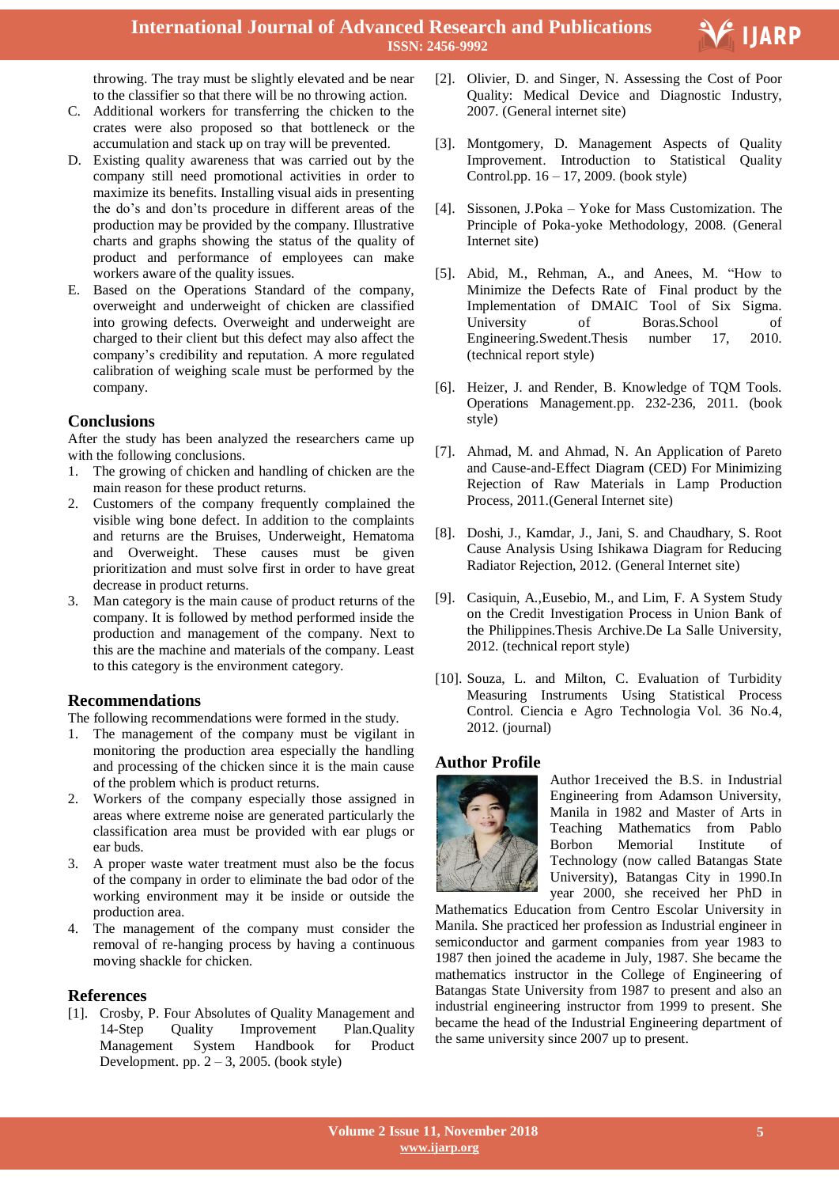throwing. The tray must be slightly elevated and be near to the classifier so that there will be no throwing action.

C. Additional workers for transferring the chicken to the crates were also proposed so that bottleneck or the accumulation and stack up on tray will be prevented.

D. Existing quality awareness that was carried out by the company still need promotional activities in order to maximize its benefits. Installing visual aids in presenting the do's and don'ts procedure in different areas of the production may be provided by the company. Illustrative charts and graphs showing the status of the quality of product and performance of employees can make workers aware of the quality issues.

E. Based on the Operations Standard of the company, overweight and underweight of chicken are classified into growing defects. Overweight and underweight are charged to their client but this defect may also affect the company's credibility and reputation. A more regulated calibration of weighing scale must be performed by the company.

## Conclusions

After the study has been analyzed the researchers came up with the following conclusions.

1. The growing of chicken and handling of chicken are the main reason for these product returns.
2. Customers of the company frequently complained the visible wing bone defect. In addition to the complaints and returns are the Bruises, Underweight, Hematoma and Overweight. These causes must be given prioritization and must solve first in order to have great decrease in product returns.
3. Man category is the main cause of product returns of the company. It is followed by method performed inside the production and management of the company. Next to this are the machine and materials of the company. Least to this category is the environment category.

## Recommendations

The following recommendations were formed in the study.

1. The management of the company must be vigilant in monitoring the production area especially the handling and processing of the chicken since it is the main cause of the problem which is product returns.
2. Workers of the company especially those assigned in areas where extreme noise are generated particularly the classification area must be provided with ear plugs or ear buds.
3. A proper waste water treatment must also be the focus of the company in order to eliminate the bad odor of the working environment may it be inside or outside the production area.
4. The management of the company must consider the removal of re-hanging process by having a continuous moving shackle for chicken.

## References

[1]. Crosby, P. Four Absolutes of Quality Management and 14-Step Quality Improvement Plan.Quality Management System Handbook for Product Development. pp. 2 – 3, 2005. (book style)

[2]. Olivier, D. and Singer, N. Assessing the Cost of Poor Quality: Medical Device and Diagnostic Industry, 2007. (General internet site)

[3]. Montgomery, D. Management Aspects of Quality Improvement. Introduction to Statistical Quality Control.pp. 16 – 17, 2009. (book style)

[4]. Sissonen, J.Poka – Yoke for Mass Customization. The Principle of Poka-yoke Methodology, 2008. (General Internet site)

[5]. Abid, M., Rehman, A., and Anees, M. "How to Minimize the Defects Rate of Final product by the Implementation of DMAIC Tool of Six Sigma. University of Boras.School of Engineering.Swedent.Thesis number 17, 2010. (technical report style)

[6]. Heizer, J. and Render, B. Knowledge of TQM Tools. Operations Management.pp. 232-236, 2011. (book style)

[7]. Ahmad, M. and Ahmad, N. An Application of Pareto and Cause-and-Effect Diagram (CED) For Minimizing Rejection of Raw Materials in Lamp Production Process, 2011.(General Internet site)

[8]. Doshi, J., Kamdar, J., Jani, S. and Chaudhary, S. Root Cause Analysis Using Ishikawa Diagram for Reducing Radiator Rejection, 2012. (General Internet site)

[9]. Casiquin, A.,Eusebio, M., and Lim, F. A System Study on the Credit Investigation Process in Union Bank of the Philippines.Thesis Archive.De La Salle University, 2012. (technical report style)

[10]. Souza, L. and Milton, C. Evaluation of Turbidity Measuring Instruments Using Statistical Process Control. Ciencia e Agro Technologia Vol. 36 No.4, 2012. (journal)

## Author Profile

Author 1received the B.S. in Industrial Engineering from Adamson University, Manila in 1982 and Master of Arts in Teaching Mathematics from Pablo Borbon Memorial Institute of Technology (now called Batangas State University), Batangas City in 1990.In year 2000, she received her PhD in Mathematics Education from Centro Escolar University in Manila. She practiced her profession as Industrial engineer in semiconductor and garment companies from year 1983 to 1987 then joined the academe in July, 1987. She became the mathematics instructor in the College of Engineering of Batangas State University from 1987 to present and also an industrial engineering instructor from 1999 to present. She became the head of the Industrial Engineering department of the same university since 2007 up to present.